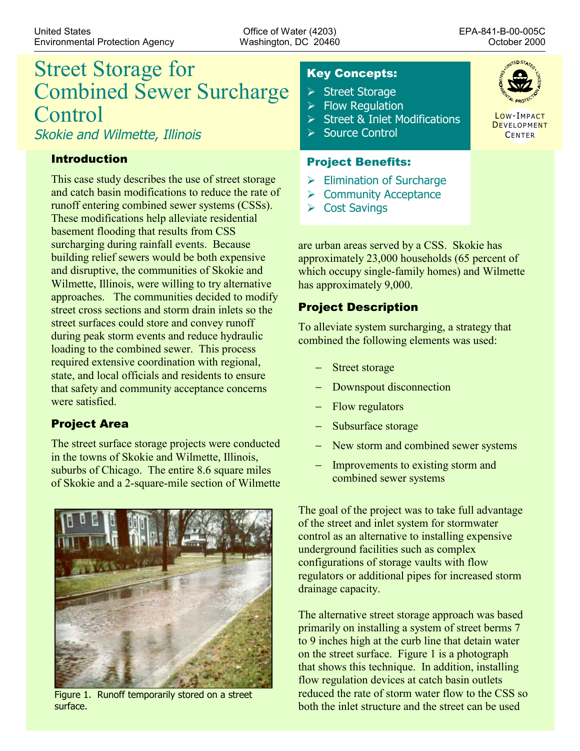United States Environmental Protection Agency | Office of Water (4203) Washington, DC 20460 | EPA-841-B-00-005C October 2000

# Street Storage for Combined Sewer Surcharge Control

*Skokie and Wilmette, Illinois*

**Key Concepts:**

- Street Storage
- Flow Regulation
- Street & Inlet Modifications
- Source Control

LOW-IMPACT DEVELOPMENT CENTER

**Project Benefits:**

- Elimination of Surcharge
- Community Acceptance
- Cost Savings

## Introduction

This case study describes the use of street storage and catch basin modifications to reduce the rate of runoff entering combined sewer systems (CSSs). These modifications help alleviate residential basement flooding that results from CSS surcharging during rainfall events. Because building relief sewers would be both expensive and disruptive, the communities of Skokie and Wilmette, Illinois, were willing to try alternative approaches. The communities decided to modify street cross sections and storm drain inlets so the street surfaces could store and convey runoff during peak storm events and reduce hydraulic loading to the combined sewer. This process required extensive coordination with regional, state, and local officials and residents to ensure that safety and community acceptance concerns were satisfied.

## Project Area

The street surface storage projects were conducted in the towns of Skokie and Wilmette, Illinois, suburbs of Chicago. The entire 8.6 square miles of Skokie and a 2-square-mile section of Wilmette are urban areas served by a CSS. Skokie has approximately 23,000 households (65 percent of which occupy single-family homes) and Wilmette has approximately 9,000.

Figure 1. Runoff temporarily stored on a street surface.

## Project Description

To alleviate system surcharging, a strategy that combined the following elements was used:

- Street storage
- Downspout disconnection
- Flow regulators
- Subsurface storage
- New storm and combined sewer systems
- Improvements to existing storm and combined sewer systems

The goal of the project was to take full advantage of the street and inlet system for stormwater control as an alternative to installing expensive underground facilities such as complex configurations of storage vaults with flow regulators or additional pipes for increased storm drainage capacity.

The alternative street storage approach was based primarily on installing a system of street berms 7 to 9 inches high at the curb line that detain water on the street surface. Figure 1 is a photograph that shows this technique. In addition, installing flow regulation devices at catch basin outlets reduced the rate of storm water flow to the CSS so both the inlet structure and the street can be used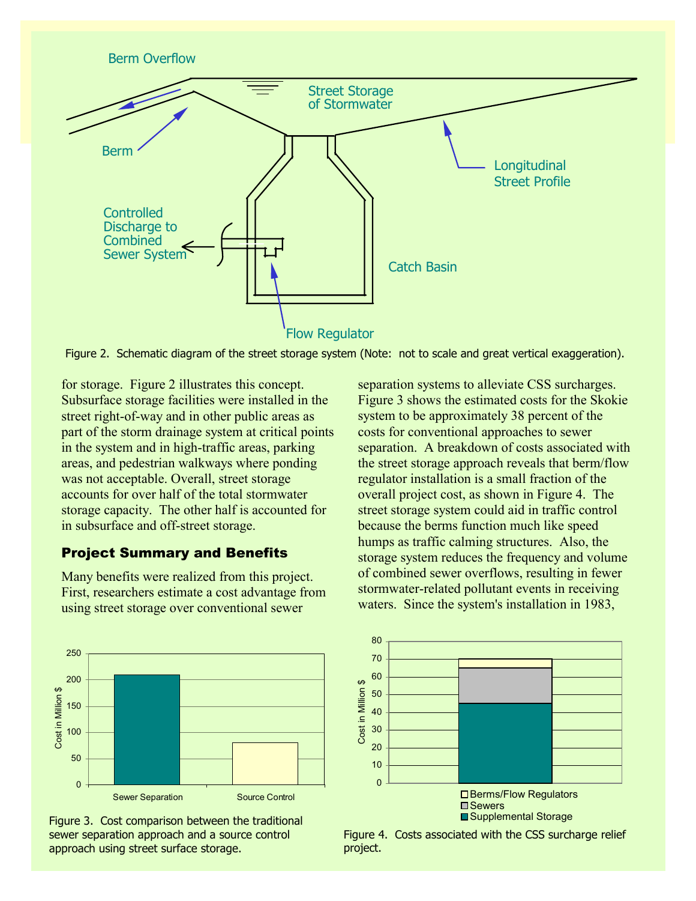Figure 2. Schematic diagram of the street storage system (Note: not to scale and great vertical exaggeration).

for storage. Figure 2 illustrates this concept. Subsurface storage facilities were installed in the street right-of-way and in other public areas as part of the storm drainage system at critical points in the system and in high-traffic areas, parking areas, and pedestrian walkways where ponding was not acceptable. Overall, street storage accounts for over half of the total stormwater storage capacity. The other half is accounted for in subsurface and off-street storage.

### Project Summary and Benefits

Many benefits were realized from this project. First, researchers estimate a cost advantage from using street storage over conventional sewer separation systems to alleviate CSS surcharges. Figure 3 shows the estimated costs for the Skokie system to be approximately 38 percent of the costs for conventional approaches to sewer separation. A breakdown of costs associated with the street storage approach reveals that berm/flow regulator installation is a small fraction of the overall project cost, as shown in Figure 4. The street storage system could aid in traffic control because the berms function much like speed humps as traffic calming structures. Also, the storage system reduces the frequency and volume of combined sewer overflows, resulting in fewer stormwater-related pollutant events in receiving waters. Since the system's installation in 1983,

Figure 3. Cost comparison between the traditional sewer separation approach and a source control approach using street surface storage.

Figure 4. Costs associated with the CSS surcharge relief project.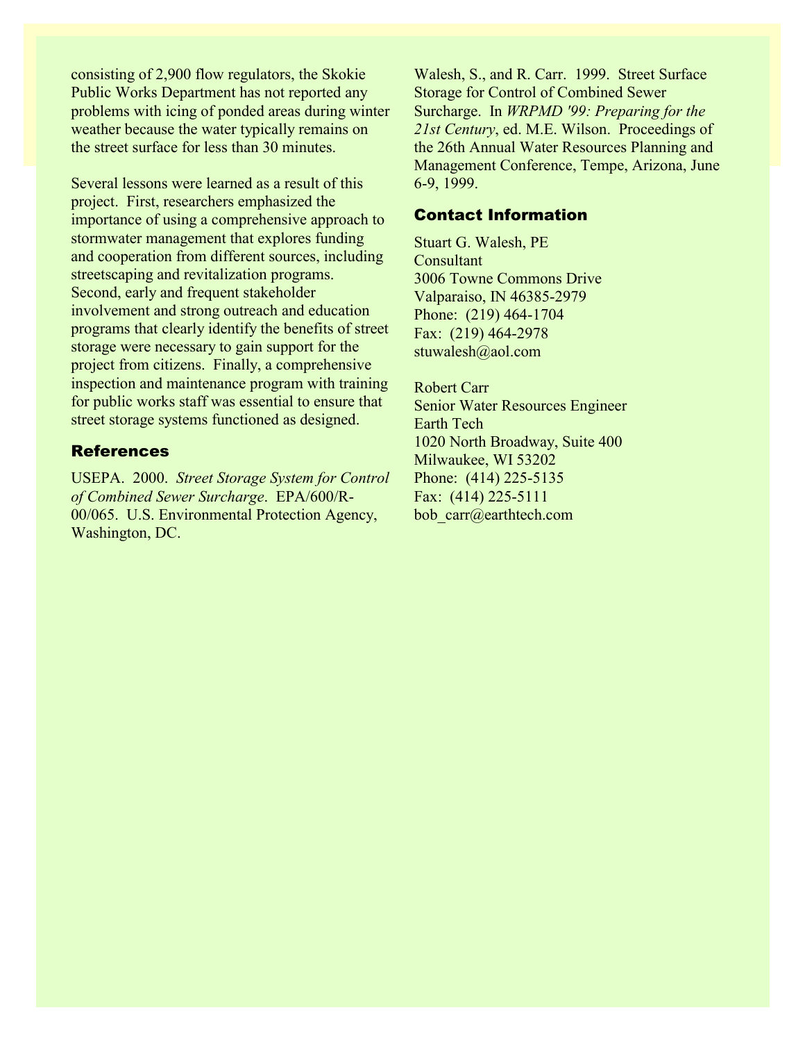consisting of 2,900 flow regulators, the Skokie Public Works Department has not reported any problems with icing of ponded areas during winter weather because the water typically remains on the street surface for less than 30 minutes.

Several lessons were learned as a result of this project. First, researchers emphasized the importance of using a comprehensive approach to stormwater management that explores funding and cooperation from different sources, including streetscaping and revitalization programs. Second, early and frequent stakeholder involvement and strong outreach and education programs that clearly identify the benefits of street storage were necessary to gain support for the project from citizens. Finally, a comprehensive inspection and maintenance program with training for public works staff was essential to ensure that street storage systems functioned as designed.

## References

USEPA. 2000. *Street Storage System for Control of Combined Sewer Surcharge*. EPA/600/R-00/065. U.S. Environmental Protection Agency, Washington, DC.

Walesh, S., and R. Carr. 1999. Street Surface Storage for Control of Combined Sewer Surcharge. In *WRPMD '99: Preparing for the 21st Century*, ed. M.E. Wilson. Proceedings of the 26th Annual Water Resources Planning and Management Conference, Tempe, Arizona, June 6-9, 1999.

## Contact Information

Stuart G. Walesh, PE
Consultant
3006 Towne Commons Drive
Valparaiso, IN 46385-2979
Phone: (219) 464-1704
Fax: (219) 464-2978
stuwalesh@aol.com

Robert Carr
Senior Water Resources Engineer
Earth Tech
1020 North Broadway, Suite 400
Milwaukee, WI 53202
Phone: (414) 225-5135
Fax: (414) 225-5111
bob_carr@earthtech.com